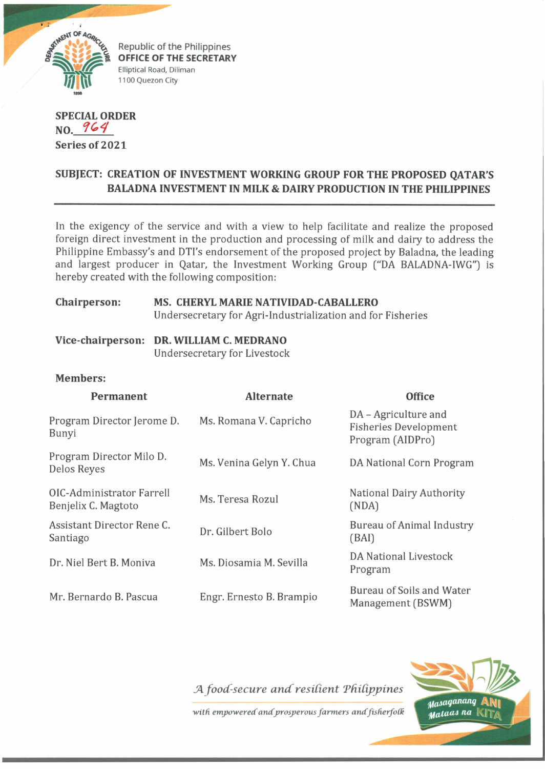Republic of the Philippines
**OFFICE OF THE SECRETARY**
Elliptical Road, Diliman
1100 Quezon City

**SPECIAL ORDER**
**NO.** 964
**Series of 2021**

**SUBJECT: CREATION OF INVESTMENT WORKING GROUP FOR THE PROPOSED QATAR'S BALADNA INVESTMENT IN MILK & DAIRY PRODUCTION IN THE PHILIPPINES**

---

In the exigency of the service and with a view to help facilitate and realize the proposed foreign direct investment in the production and processing of milk and dairy to address the Philippine Embassy's and DTI's endorsement of the proposed project by Baladna, the leading and largest producer in Qatar, the Investment Working Group ("DA BALADNA-IWG") is hereby created with the following composition:

**Chairperson:** **MS. CHERYL MARIE NATIVIDAD-CABALLERO**
Undersecretary for Agri-Industrialization and for Fisheries

**Vice-chairperson:** **DR. WILLIAM C. MEDRANO**
Undersecretary for Livestock

**Members:**

| Permanent | Alternate | Office |
|---|---|---|
| Program Director Jerome D. Bunyi | Ms. Romana V. Capricho | DA – Agriculture and Fisheries Development Program (AIDPro) |
| Program Director Milo D. Delos Reyes | Ms. Venina Gelyn Y. Chua | DA National Corn Program |
| OIC-Administrator Farrell Benjelix C. Magtoto | Ms. Teresa Rozul | National Dairy Authority (NDA) |
| Assistant Director Rene C. Santiago | Dr. Gilbert Bolo | Bureau of Animal Industry (BAI) |
| Dr. Niel Bert B. Moniva | Ms. Diosamia M. Sevilla | DA National Livestock Program |
| Mr. Bernardo B. Pascua | Engr. Ernesto B. Brampio | Bureau of Soils and Water Management (BSWM) |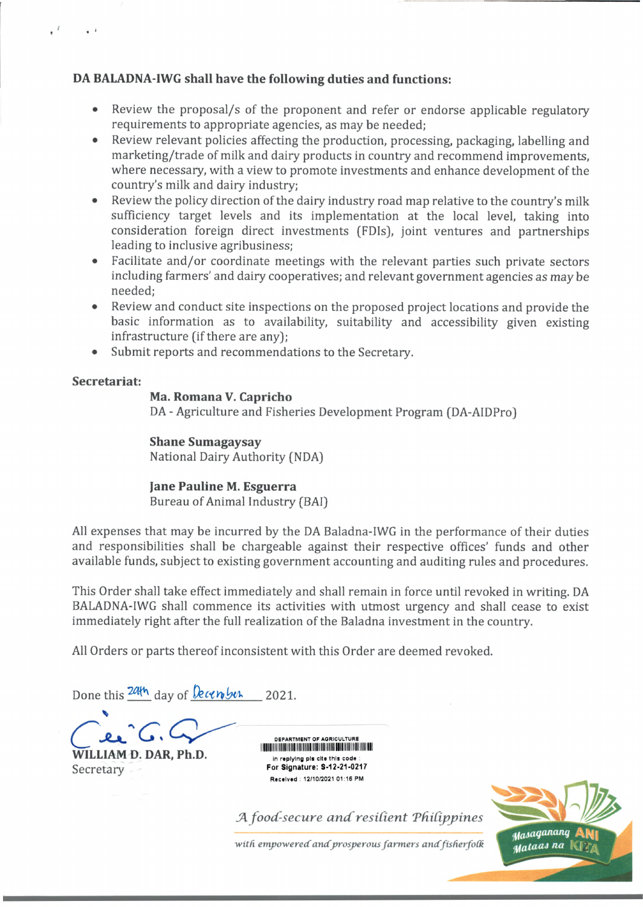**DA BALADNA-IWG shall have the following duties and functions:**

- Review the proposal/s of the proponent and refer or endorse applicable regulatory requirements to appropriate agencies, as may be needed;
- Review relevant policies affecting the production, processing, packaging, labelling and marketing/trade of milk and dairy products in country and recommend improvements, where necessary, with a view to promote investments and enhance development of the country's milk and dairy industry;
- Review the policy direction of the dairy industry road map relative to the country's milk sufficiency target levels and its implementation at the local level, taking into consideration foreign direct investments (FDIs), joint ventures and partnerships leading to inclusive agribusiness;
- Facilitate and/or coordinate meetings with the relevant parties such private sectors including farmers' and dairy cooperatives; and relevant government agencies as may be needed;
- Review and conduct site inspections on the proposed project locations and provide the basic information as to availability, suitability and accessibility given existing infrastructure (if there are any);
- Submit reports and recommendations to the Secretary.

**Secretariat:**

**Ma. Romana V. Capricho**
DA - Agriculture and Fisheries Development Program (DA-AIDPro)

**Shane Sumagaysay**
National Dairy Authority (NDA)

**Jane Pauline M. Esguerra**
Bureau of Animal Industry (BAI)

All expenses that may be incurred by the DA Baladna-IWG in the performance of their duties and responsibilities shall be chargeable against their respective offices' funds and other available funds, subject to existing government accounting and auditing rules and procedures.

This Order shall take effect immediately and shall remain in force until revoked in writing. DA BALADNA-IWG shall commence its activities with utmost urgency and shall cease to exist immediately right after the full realization of the Baladna investment in the country.

All Orders or parts thereof inconsistent with this Order are deemed revoked.

Done this 24th day of December 2021.

**WILLIAM D. DAR, Ph.D.**
Secretary

DEPARTMENT OF AGRICULTURE
in replying pls cite this code :
For Signature: S-12-21-0217
Received : 12/10/2021 01:16 PM

*A food-secure and resilient Philippines*
*with empowered and prosperous farmers and fisherfolk*

Masaganang ANI Mataas na KITA